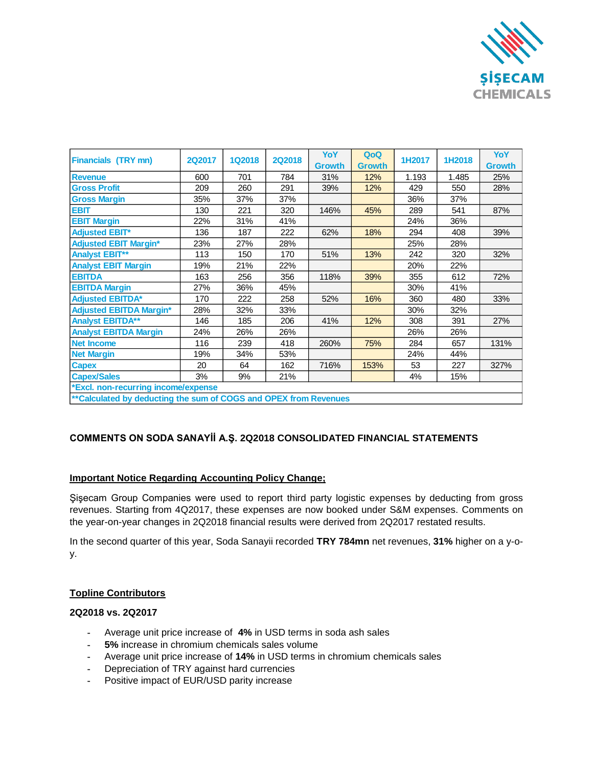| Financials (TRY mn) | 2Q2017 | 1Q2018 | 2Q2018 | YoY Growth | QoQ Growth | 1H2017 | 1H2018 | YoY Growth |
|---|---|---|---|---|---|---|---|---|
| Revenue | 600 | 701 | 784 | 31% | 12% | 1.193 | 1.485 | 25% |
| Gross Profit | 209 | 260 | 291 | 39% | 12% | 429 | 550 | 28% |
| Gross Margin | 35% | 37% | 37% | | | 36% | 37% | |
| EBIT | 130 | 221 | 320 | 146% | 45% | 289 | 541 | 87% |
| EBIT Margin | 22% | 31% | 41% | | | 24% | 36% | |
| Adjusted EBIT* | 136 | 187 | 222 | 62% | 18% | 294 | 408 | 39% |
| Adjusted EBIT Margin* | 23% | 27% | 28% | | | 25% | 28% | |
| Analyst EBIT** | 113 | 150 | 170 | 51% | 13% | 242 | 320 | 32% |
| Analyst EBIT Margin | 19% | 21% | 22% | | | 20% | 22% | |
| EBITDA | 163 | 256 | 356 | 118% | 39% | 355 | 612 | 72% |
| EBITDA Margin | 27% | 36% | 45% | | | 30% | 41% | |
| Adjusted EBITDA* | 170 | 222 | 258 | 52% | 16% | 360 | 480 | 33% |
| Adjusted EBITDA Margin* | 28% | 32% | 33% | | | 30% | 32% | |
| Analyst EBITDA** | 146 | 185 | 206 | 41% | 12% | 308 | 391 | 27% |
| Analyst EBITDA Margin | 24% | 26% | 26% | | | 26% | 26% | |
| Net Income | 116 | 239 | 418 | 260% | 75% | 284 | 657 | 131% |
| Net Margin | 19% | 34% | 53% | | | 24% | 44% | |
| Capex | 20 | 64 | 162 | 716% | 153% | 53 | 227 | 327% |
| Capex/Sales | 3% | 9% | 21% | | | 4% | 15% | |
| *Excl. non-recurring income/expense | | | | | | | | |
| **Calculated by deducting the sum of COGS and OPEX from Revenues | | | | | | | | |

**COMMENTS ON SODA SANAYİİ A.Ş. 2Q2018 CONSOLIDATED FINANCIAL STATEMENTS**

**Important Notice Regarding Accounting Policy Change;**

Şişecam Group Companies were used to report third party logistic expenses by deducting from gross revenues. Starting from 4Q2017, these expenses are now booked under S&M expenses. Comments on the year-on-year changes in 2Q2018 financial results were derived from 2Q2017 restated results.

In the second quarter of this year, Soda Sanayii recorded **TRY 784mn** net revenues, **31%** higher on a y-o-y.

**Topline Contributors**

**2Q2018 vs. 2Q2017**

- Average unit price increase of **4%** in USD terms in soda ash sales
- **5%** increase in chromium chemicals sales volume
- Average unit price increase of **14%** in USD terms in chromium chemicals sales
- Depreciation of TRY against hard currencies
- Positive impact of EUR/USD parity increase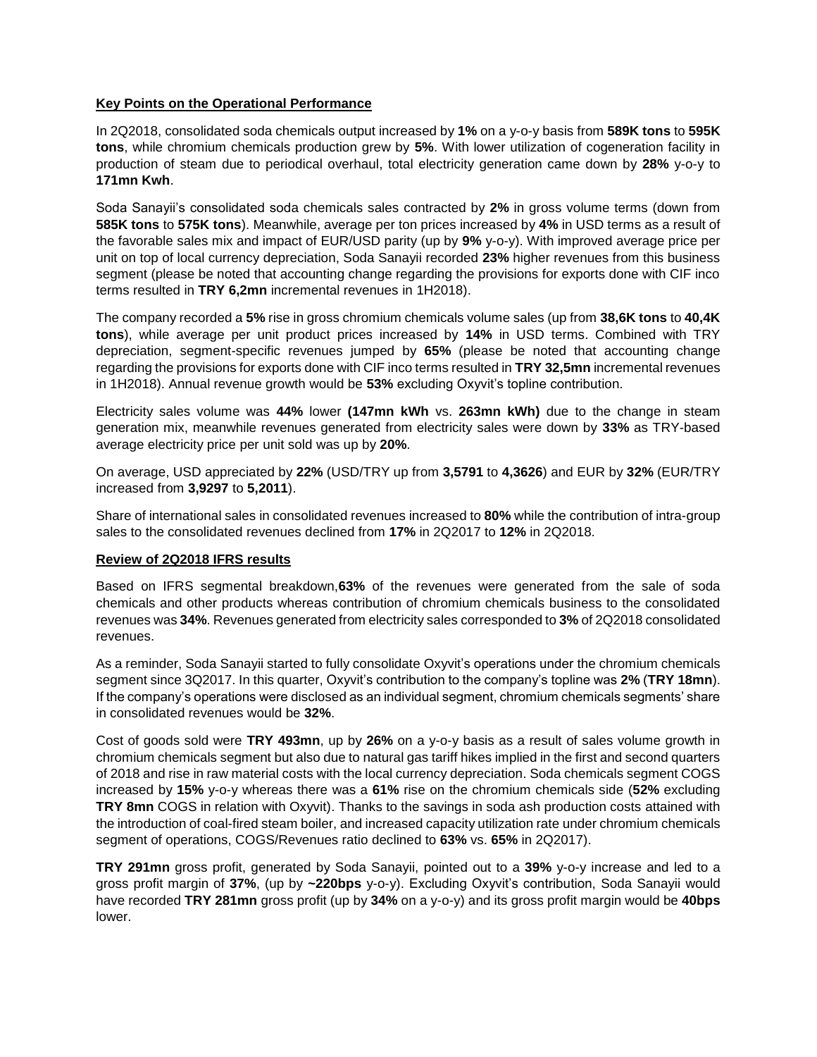**Key Points on the Operational Performance**

In 2Q2018, consolidated soda chemicals output increased by **1%** on a y-o-y basis from **589K tons** to **595K tons**, while chromium chemicals production grew by **5%**. With lower utilization of cogeneration facility in production of steam due to periodical overhaul, total electricity generation came down by **28%** y-o-y to **171mn Kwh**.

Soda Sanayii's consolidated soda chemicals sales contracted by **2%** in gross volume terms (down from **585K tons** to **575K tons**). Meanwhile, average per ton prices increased by **4%** in USD terms as a result of the favorable sales mix and impact of EUR/USD parity (up by **9%** y-o-y). With improved average price per unit on top of local currency depreciation, Soda Sanayii recorded **23%** higher revenues from this business segment (please be noted that accounting change regarding the provisions for exports done with CIF inco terms resulted in **TRY 6,2mn** incremental revenues in 1H2018).

The company recorded a **5%** rise in gross chromium chemicals volume sales (up from **38,6K tons** to **40,4K tons**), while average per unit product prices increased by **14%** in USD terms. Combined with TRY depreciation, segment-specific revenues jumped by **65%** (please be noted that accounting change regarding the provisions for exports done with CIF inco terms resulted in **TRY 32,5mn** incremental revenues in 1H2018). Annual revenue growth would be **53%** excluding Oxyvit's topline contribution.

Electricity sales volume was **44%** lower **(147mn kWh** vs. **263mn kWh)** due to the change in steam generation mix, meanwhile revenues generated from electricity sales were down by **33%** as TRY-based average electricity price per unit sold was up by **20%**.

On average, USD appreciated by **22%** (USD/TRY up from **3,5791** to **4,3626**) and EUR by **32%** (EUR/TRY increased from **3,9297** to **5,2011**).

Share of international sales in consolidated revenues increased to **80%** while the contribution of intra-group sales to the consolidated revenues declined from **17%** in 2Q2017 to **12%** in 2Q2018.

**Review of 2Q2018 IFRS results**

Based on IFRS segmental breakdown,**63%** of the revenues were generated from the sale of soda chemicals and other products whereas contribution of chromium chemicals business to the consolidated revenues was **34%**. Revenues generated from electricity sales corresponded to **3%** of 2Q2018 consolidated revenues.

As a reminder, Soda Sanayii started to fully consolidate Oxyvit's operations under the chromium chemicals segment since 3Q2017. In this quarter, Oxyvit's contribution to the company's topline was **2%** (**TRY 18mn**). If the company's operations were disclosed as an individual segment, chromium chemicals segments' share in consolidated revenues would be **32%**.

Cost of goods sold were **TRY 493mn**, up by **26%** on a y-o-y basis as a result of sales volume growth in chromium chemicals segment but also due to natural gas tariff hikes implied in the first and second quarters of 2018 and rise in raw material costs with the local currency depreciation. Soda chemicals segment COGS increased by **15%** y-o-y whereas there was a **61%** rise on the chromium chemicals side (**52%** excluding **TRY 8mn** COGS in relation with Oxyvit). Thanks to the savings in soda ash production costs attained with the introduction of coal-fired steam boiler, and increased capacity utilization rate under chromium chemicals segment of operations, COGS/Revenues ratio declined to **63%** vs. **65%** in 2Q2017).

**TRY 291mn** gross profit, generated by Soda Sanayii, pointed out to a **39%** y-o-y increase and led to a gross profit margin of **37%**, (up by **~220bps** y-o-y). Excluding Oxyvit's contribution, Soda Sanayii would have recorded **TRY 281mn** gross profit (up by **34%** on a y-o-y) and its gross profit margin would be **40bps** lower.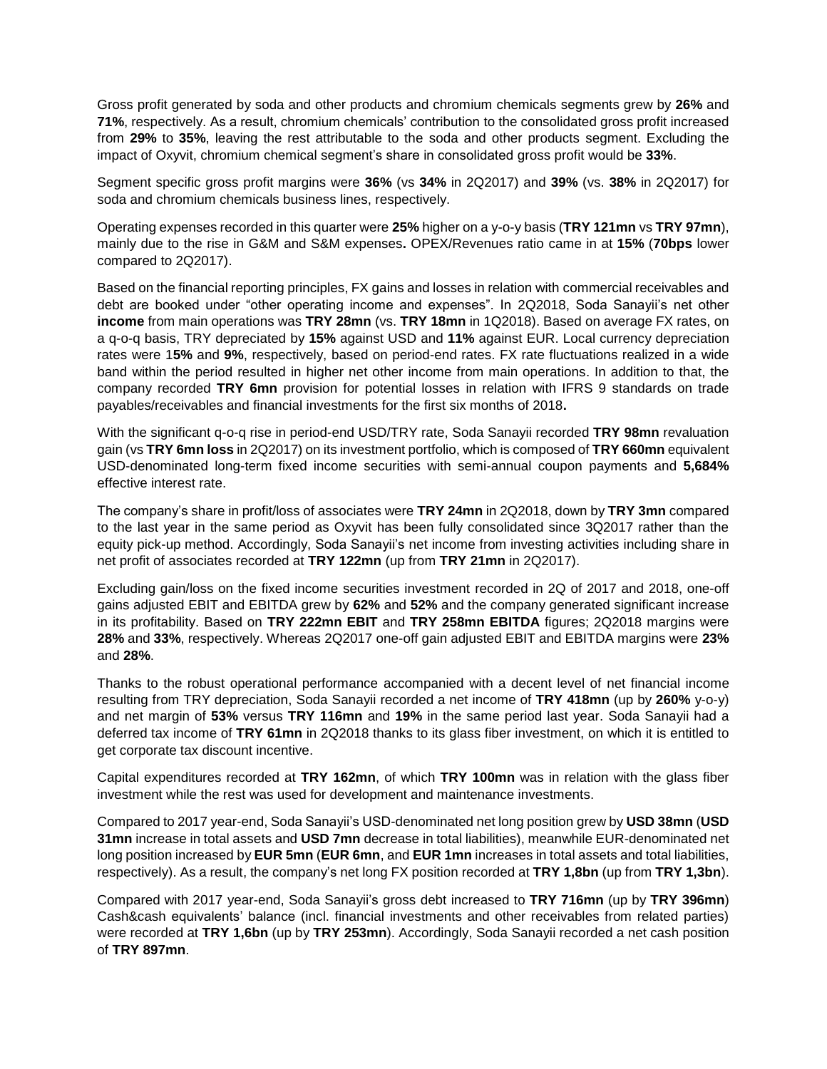Gross profit generated by soda and other products and chromium chemicals segments grew by **26%** and **71%**, respectively. As a result, chromium chemicals' contribution to the consolidated gross profit increased from **29%** to **35%**, leaving the rest attributable to the soda and other products segment. Excluding the impact of Oxyvit, chromium chemical segment's share in consolidated gross profit would be **33%**.

Segment specific gross profit margins were **36%** (vs **34%** in 2Q2017) and **39%** (vs. **38%** in 2Q2017) for soda and chromium chemicals business lines, respectively.

Operating expenses recorded in this quarter were **25%** higher on a y-o-y basis (**TRY 121mn** vs **TRY 97mn**), mainly due to the rise in G&M and S&M expenses**.** OPEX/Revenues ratio came in at **15%** (**70bps** lower compared to 2Q2017).

Based on the financial reporting principles, FX gains and losses in relation with commercial receivables and debt are booked under "other operating income and expenses". In 2Q2018, Soda Sanayii's net other **income** from main operations was **TRY 28mn** (vs. **TRY 18mn** in 1Q2018). Based on average FX rates, on a q-o-q basis, TRY depreciated by **15%** against USD and **11%** against EUR. Local currency depreciation rates were 1**5%** and **9%**, respectively, based on period-end rates. FX rate fluctuations realized in a wide band within the period resulted in higher net other income from main operations. In addition to that, the company recorded **TRY 6mn** provision for potential losses in relation with IFRS 9 standards on trade payables/receivables and financial investments for the first six months of 2018**.**

With the significant q-o-q rise in period-end USD/TRY rate, Soda Sanayii recorded **TRY 98mn** revaluation gain (vs **TRY 6mn loss** in 2Q2017) on its investment portfolio, which is composed of **TRY 660mn** equivalent USD-denominated long-term fixed income securities with semi-annual coupon payments and **5,684%** effective interest rate.

The company's share in profit/loss of associates were **TRY 24mn** in 2Q2018, down by **TRY 3mn** compared to the last year in the same period as Oxyvit has been fully consolidated since 3Q2017 rather than the equity pick-up method. Accordingly, Soda Sanayii's net income from investing activities including share in net profit of associates recorded at **TRY 122mn** (up from **TRY 21mn** in 2Q2017).

Excluding gain/loss on the fixed income securities investment recorded in 2Q of 2017 and 2018, one-off gains adjusted EBIT and EBITDA grew by **62%** and **52%** and the company generated significant increase in its profitability. Based on **TRY 222mn EBIT** and **TRY 258mn EBITDA** figures; 2Q2018 margins were **28%** and **33%**, respectively. Whereas 2Q2017 one-off gain adjusted EBIT and EBITDA margins were **23%** and **28%**.

Thanks to the robust operational performance accompanied with a decent level of net financial income resulting from TRY depreciation, Soda Sanayii recorded a net income of **TRY 418mn** (up by **260%** y-o-y) and net margin of **53%** versus **TRY 116mn** and **19%** in the same period last year. Soda Sanayii had a deferred tax income of **TRY 61mn** in 2Q2018 thanks to its glass fiber investment, on which it is entitled to get corporate tax discount incentive.

Capital expenditures recorded at **TRY 162mn**, of which **TRY 100mn** was in relation with the glass fiber investment while the rest was used for development and maintenance investments.

Compared to 2017 year-end, Soda Sanayii's USD-denominated net long position grew by **USD 38mn** (**USD 31mn** increase in total assets and **USD 7mn** decrease in total liabilities), meanwhile EUR-denominated net long position increased by **EUR 5mn** (**EUR 6mn**, and **EUR 1mn** increases in total assets and total liabilities, respectively). As a result, the company's net long FX position recorded at **TRY 1,8bn** (up from **TRY 1,3bn**).

Compared with 2017 year-end, Soda Sanayii's gross debt increased to **TRY 716mn** (up by **TRY 396mn**) Cash&cash equivalents' balance (incl. financial investments and other receivables from related parties) were recorded at **TRY 1,6bn** (up by **TRY 253mn**). Accordingly, Soda Sanayii recorded a net cash position of **TRY 897mn**.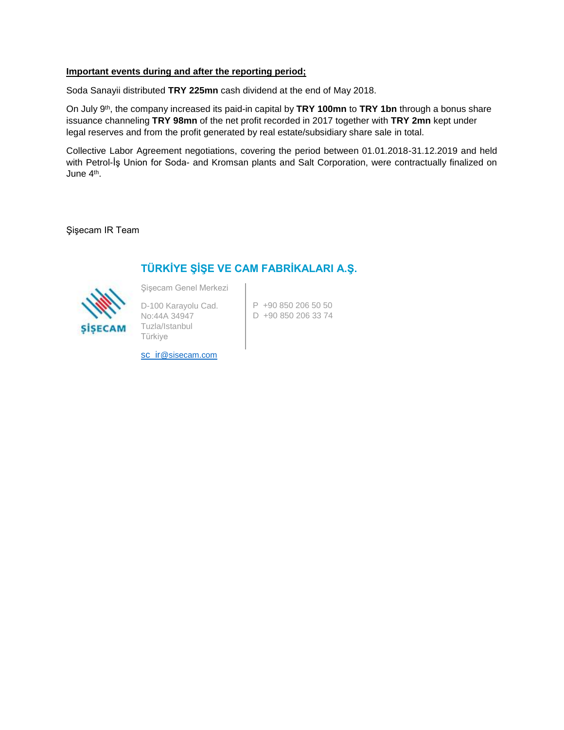**Important events during and after the reporting period;**

Soda Sanayii distributed **TRY 225mn** cash dividend at the end of May 2018.

On July 9th, the company increased its paid-in capital by **TRY 100mn** to **TRY 1bn** through a bonus share issuance channeling **TRY 98mn** of the net profit recorded in 2017 together with **TRY 2mn** kept under legal reserves and from the profit generated by real estate/subsidiary share sale in total.

Collective Labor Agreement negotiations, covering the period between 01.01.2018-31.12.2019 and held with Petrol-İş Union for Soda- and Kromsan plants and Salt Corporation, were contractually finalized on June 4th.

Şişecam IR Team

**TÜRKİYE ŞİŞE VE CAM FABRİKALARI A.Ş.**

ŞİŞECAM

Şişecam Genel Merkezi

D-100 Karayolu Cad.
No:44A 34947
Tuzla/Istanbul
Türkiye

sc_ir@sisecam.com

P +90 850 206 50 50
D +90 850 206 33 74